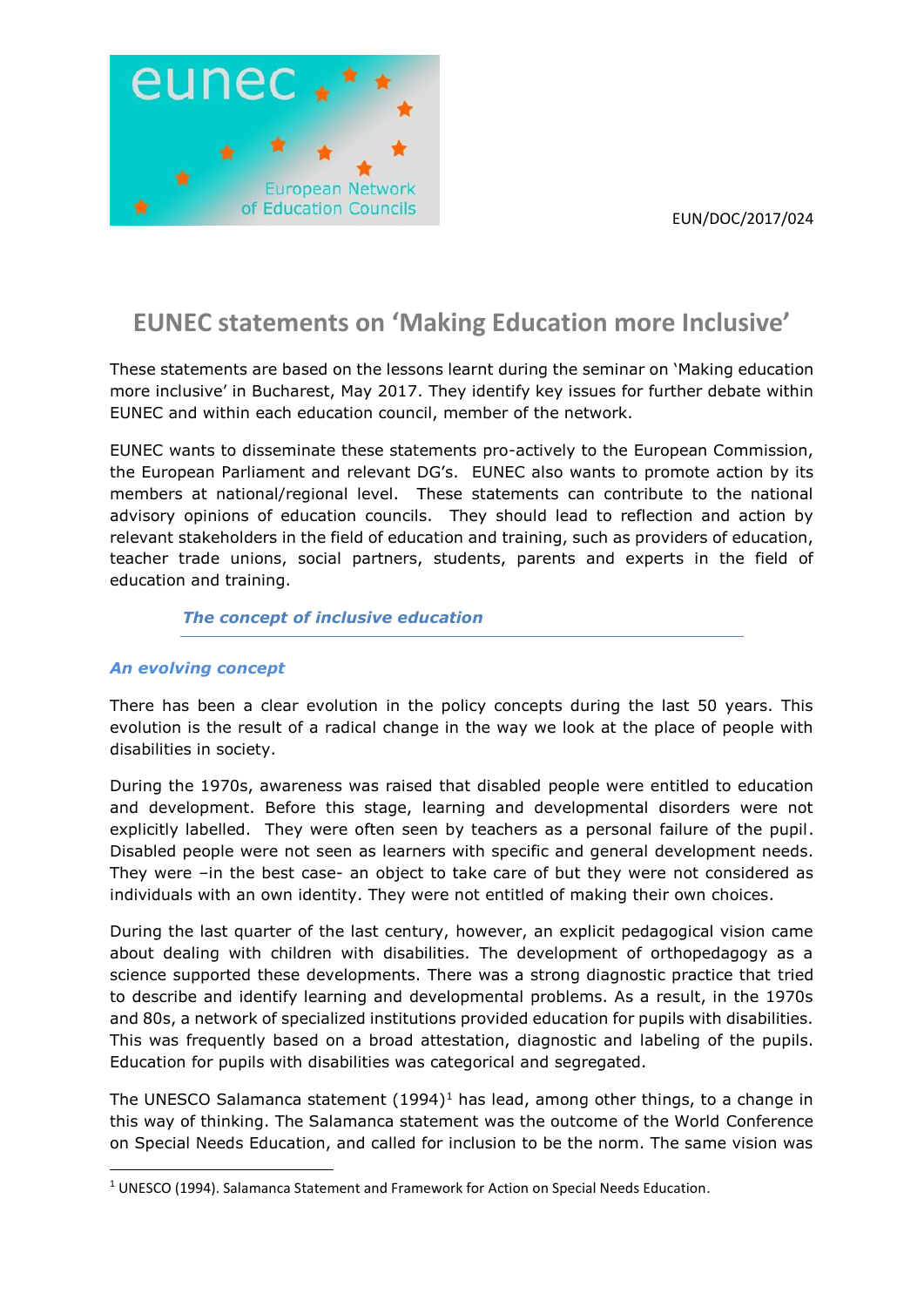EUN/DOC/2017/024

# EUNEC statements on 'Making Education more Inclusive'

These statements are based on the lessons learnt during the seminar on 'Making education more inclusive' in Bucharest, May 2017. They identify key issues for further debate within EUNEC and within each education council, member of the network.

EUNEC wants to disseminate these statements pro-actively to the European Commission, the European Parliament and relevant DG's. EUNEC also wants to promote action by its members at national/regional level. These statements can contribute to the national advisory opinions of education councils. They should lead to reflection and action by relevant stakeholders in the field of education and training, such as providers of education, teacher trade unions, social partners, students, parents and experts in the field of education and training.

## *The concept of inclusive education*

### *An evolving concept*

There has been a clear evolution in the policy concepts during the last 50 years. This evolution is the result of a radical change in the way we look at the place of people with disabilities in society.

During the 1970s, awareness was raised that disabled people were entitled to education and development. Before this stage, learning and developmental disorders were not explicitly labelled. They were often seen by teachers as a personal failure of the pupil. Disabled people were not seen as learners with specific and general development needs. They were –in the best case- an object to take care of but they were not considered as individuals with an own identity. They were not entitled of making their own choices.

During the last quarter of the last century, however, an explicit pedagogical vision came about dealing with children with disabilities. The development of orthopedagogy as a science supported these developments. There was a strong diagnostic practice that tried to describe and identify learning and developmental problems. As a result, in the 1970s and 80s, a network of specialized institutions provided education for pupils with disabilities. This was frequently based on a broad attestation, diagnostic and labeling of the pupils. Education for pupils with disabilities was categorical and segregated.

The UNESCO Salamanca statement (1994)[1] has lead, among other things, to a change in this way of thinking. The Salamanca statement was the outcome of the World Conference on Special Needs Education, and called for inclusion to be the norm. The same vision was

[1] UNESCO (1994). Salamanca Statement and Framework for Action on Special Needs Education.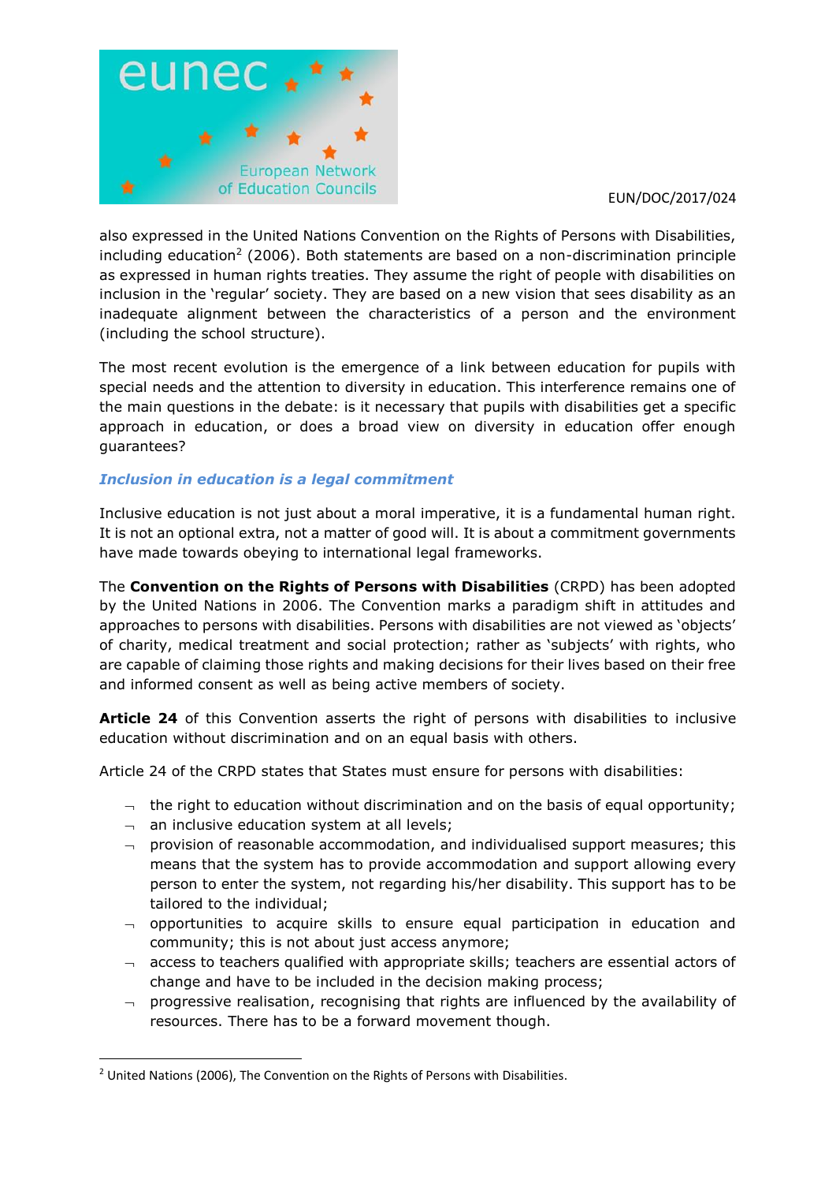also expressed in the United Nations Convention on the Rights of Persons with Disabilities, including education[2] (2006). Both statements are based on a non-discrimination principle as expressed in human rights treaties. They assume the right of people with disabilities on inclusion in the 'regular' society. They are based on a new vision that sees disability as an inadequate alignment between the characteristics of a person and the environment (including the school structure).

The most recent evolution is the emergence of a link between education for pupils with special needs and the attention to diversity in education. This interference remains one of the main questions in the debate: is it necessary that pupils with disabilities get a specific approach in education, or does a broad view on diversity in education offer enough guarantees?

### *Inclusion in education is a legal commitment*

Inclusive education is not just about a moral imperative, it is a fundamental human right. It is not an optional extra, not a matter of good will. It is about a commitment governments have made towards obeying to international legal frameworks.

The **Convention on the Rights of Persons with Disabilities** (CRPD) has been adopted by the United Nations in 2006. The Convention marks a paradigm shift in attitudes and approaches to persons with disabilities. Persons with disabilities are not viewed as 'objects' of charity, medical treatment and social protection; rather as 'subjects' with rights, who are capable of claiming those rights and making decisions for their lives based on their free and informed consent as well as being active members of society.

**Article 24** of this Convention asserts the right of persons with disabilities to inclusive education without discrimination and on an equal basis with others.

Article 24 of the CRPD states that States must ensure for persons with disabilities:

- the right to education without discrimination and on the basis of equal opportunity;
- an inclusive education system at all levels;
- provision of reasonable accommodation, and individualised support measures; this means that the system has to provide accommodation and support allowing every person to enter the system, not regarding his/her disability. This support has to be tailored to the individual;
- opportunities to acquire skills to ensure equal participation in education and community; this is not about just access anymore;
- access to teachers qualified with appropriate skills; teachers are essential actors of change and have to be included in the decision making process;
- progressive realisation, recognising that rights are influenced by the availability of resources. There has to be a forward movement though.

[2] United Nations (2006), The Convention on the Rights of Persons with Disabilities.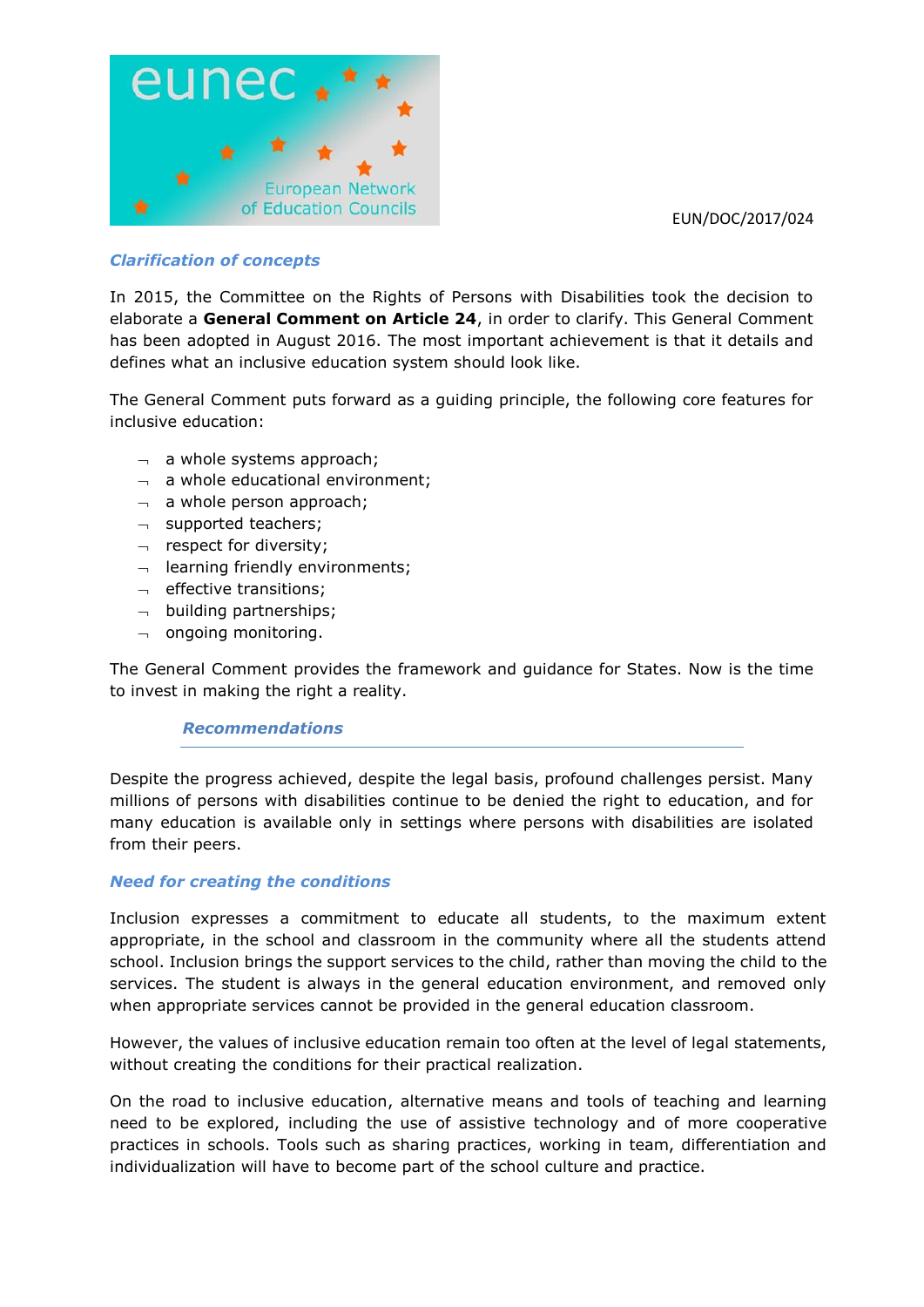### *Clarification of concepts*

In 2015, the Committee on the Rights of Persons with Disabilities took the decision to elaborate a **General Comment on Article 24**, in order to clarify. This General Comment has been adopted in August 2016. The most important achievement is that it details and defines what an inclusive education system should look like.

The General Comment puts forward as a guiding principle, the following core features for inclusive education:

- a whole systems approach;
- a whole educational environment;
- a whole person approach;
- supported teachers;
- respect for diversity;
- learning friendly environments;
- effective transitions;
- building partnerships;
- ongoing monitoring.

The General Comment provides the framework and guidance for States. Now is the time to invest in making the right a reality.

## *Recommendations*

Despite the progress achieved, despite the legal basis, profound challenges persist. Many millions of persons with disabilities continue to be denied the right to education, and for many education is available only in settings where persons with disabilities are isolated from their peers.

### *Need for creating the conditions*

Inclusion expresses a commitment to educate all students, to the maximum extent appropriate, in the school and classroom in the community where all the students attend school. Inclusion brings the support services to the child, rather than moving the child to the services. The student is always in the general education environment, and removed only when appropriate services cannot be provided in the general education classroom.

However, the values of inclusive education remain too often at the level of legal statements, without creating the conditions for their practical realization.

On the road to inclusive education, alternative means and tools of teaching and learning need to be explored, including the use of assistive technology and of more cooperative practices in schools. Tools such as sharing practices, working in team, differentiation and individualization will have to become part of the school culture and practice.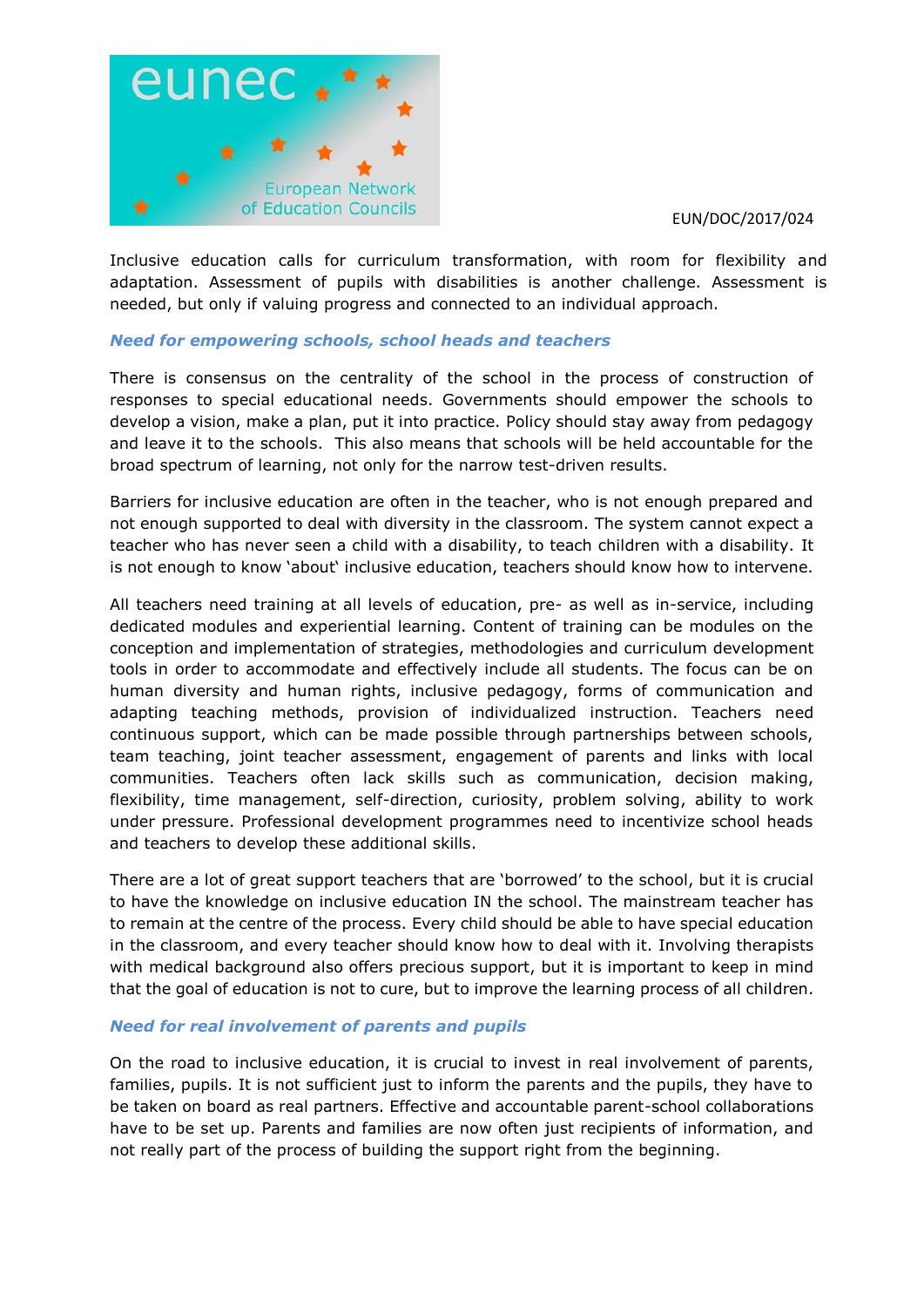Inclusive education calls for curriculum transformation, with room for flexibility and adaptation. Assessment of pupils with disabilities is another challenge. Assessment is needed, but only if valuing progress and connected to an individual approach.

### *Need for empowering schools, school heads and teachers*

There is consensus on the centrality of the school in the process of construction of responses to special educational needs. Governments should empower the schools to develop a vision, make a plan, put it into practice. Policy should stay away from pedagogy and leave it to the schools. This also means that schools will be held accountable for the broad spectrum of learning, not only for the narrow test-driven results.

Barriers for inclusive education are often in the teacher, who is not enough prepared and not enough supported to deal with diversity in the classroom. The system cannot expect a teacher who has never seen a child with a disability, to teach children with a disability. It is not enough to know 'about' inclusive education, teachers should know how to intervene.

All teachers need training at all levels of education, pre- as well as in-service, including dedicated modules and experiential learning. Content of training can be modules on the conception and implementation of strategies, methodologies and curriculum development tools in order to accommodate and effectively include all students. The focus can be on human diversity and human rights, inclusive pedagogy, forms of communication and adapting teaching methods, provision of individualized instruction. Teachers need continuous support, which can be made possible through partnerships between schools, team teaching, joint teacher assessment, engagement of parents and links with local communities. Teachers often lack skills such as communication, decision making, flexibility, time management, self-direction, curiosity, problem solving, ability to work under pressure. Professional development programmes need to incentivize school heads and teachers to develop these additional skills.

There are a lot of great support teachers that are 'borrowed' to the school, but it is crucial to have the knowledge on inclusive education IN the school. The mainstream teacher has to remain at the centre of the process. Every child should be able to have special education in the classroom, and every teacher should know how to deal with it. Involving therapists with medical background also offers precious support, but it is important to keep in mind that the goal of education is not to cure, but to improve the learning process of all children.

### *Need for real involvement of parents and pupils*

On the road to inclusive education, it is crucial to invest in real involvement of parents, families, pupils. It is not sufficient just to inform the parents and the pupils, they have to be taken on board as real partners. Effective and accountable parent-school collaborations have to be set up. Parents and families are now often just recipients of information, and not really part of the process of building the support right from the beginning.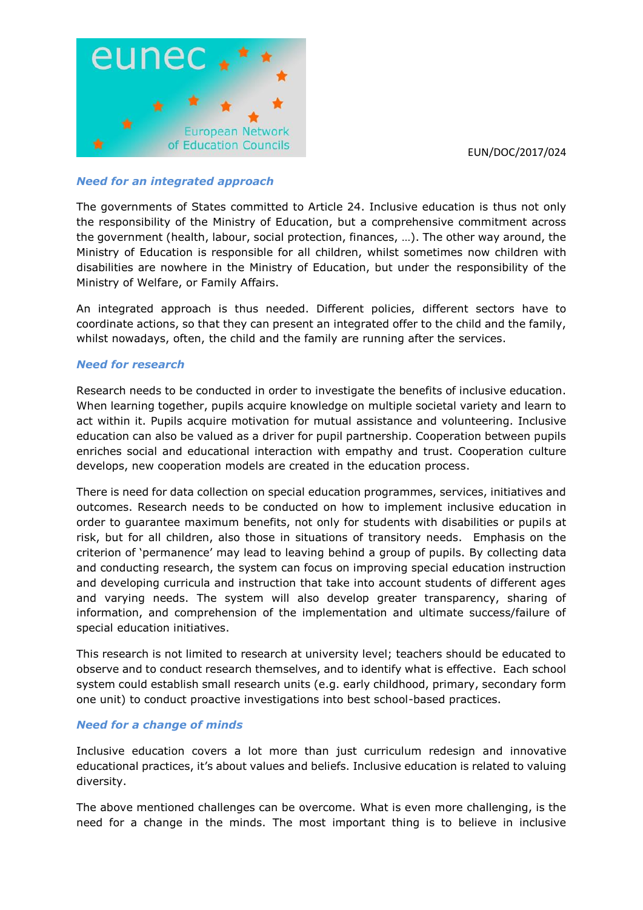EUN/DOC/2017/024

### Need for an integrated approach

The governments of States committed to Article 24. Inclusive education is thus not only the responsibility of the Ministry of Education, but a comprehensive commitment across the government (health, labour, social protection, finances, …). The other way around, the Ministry of Education is responsible for all children, whilst sometimes now children with disabilities are nowhere in the Ministry of Education, but under the responsibility of the Ministry of Welfare, or Family Affairs.

An integrated approach is thus needed. Different policies, different sectors have to coordinate actions, so that they can present an integrated offer to the child and the family, whilst nowadays, often, the child and the family are running after the services.

### Need for research

Research needs to be conducted in order to investigate the benefits of inclusive education. When learning together, pupils acquire knowledge on multiple societal variety and learn to act within it. Pupils acquire motivation for mutual assistance and volunteering. Inclusive education can also be valued as a driver for pupil partnership. Cooperation between pupils enriches social and educational interaction with empathy and trust. Cooperation culture develops, new cooperation models are created in the education process.

There is need for data collection on special education programmes, services, initiatives and outcomes. Research needs to be conducted on how to implement inclusive education in order to guarantee maximum benefits, not only for students with disabilities or pupils at risk, but for all children, also those in situations of transitory needs. Emphasis on the criterion of 'permanence' may lead to leaving behind a group of pupils. By collecting data and conducting research, the system can focus on improving special education instruction and developing curricula and instruction that take into account students of different ages and varying needs. The system will also develop greater transparency, sharing of information, and comprehension of the implementation and ultimate success/failure of special education initiatives.

This research is not limited to research at university level; teachers should be educated to observe and to conduct research themselves, and to identify what is effective. Each school system could establish small research units (e.g. early childhood, primary, secondary form one unit) to conduct proactive investigations into best school-based practices.

### Need for a change of minds

Inclusive education covers a lot more than just curriculum redesign and innovative educational practices, it's about values and beliefs. Inclusive education is related to valuing diversity.

The above mentioned challenges can be overcome. What is even more challenging, is the need for a change in the minds. The most important thing is to believe in inclusive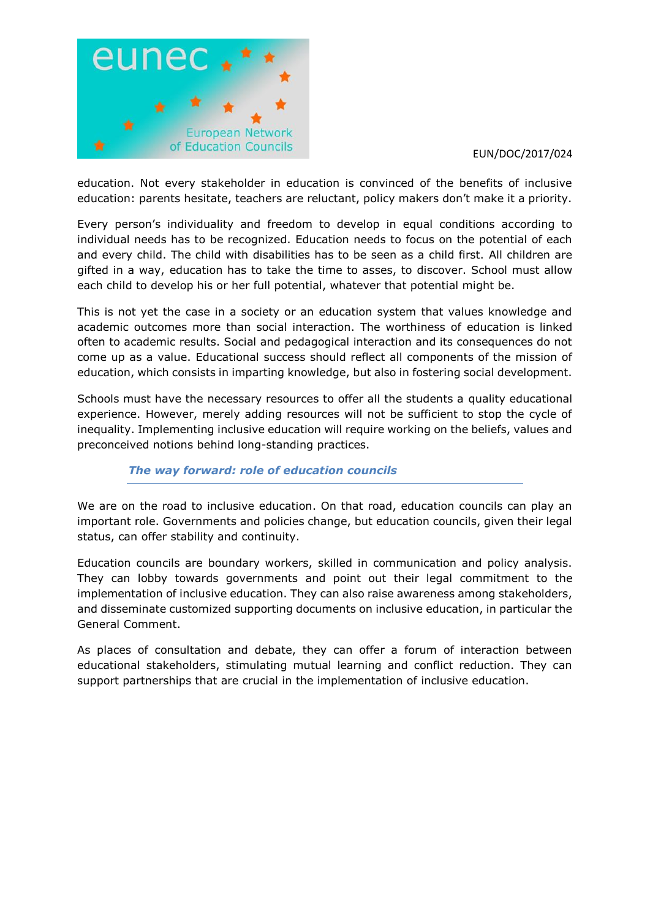education. Not every stakeholder in education is convinced of the benefits of inclusive education: parents hesitate, teachers are reluctant, policy makers don't make it a priority.

Every person's individuality and freedom to develop in equal conditions according to individual needs has to be recognized. Education needs to focus on the potential of each and every child. The child with disabilities has to be seen as a child first. All children are gifted in a way, education has to take the time to asses, to discover. School must allow each child to develop his or her full potential, whatever that potential might be.

This is not yet the case in a society or an education system that values knowledge and academic outcomes more than social interaction. The worthiness of education is linked often to academic results. Social and pedagogical interaction and its consequences do not come up as a value. Educational success should reflect all components of the mission of education, which consists in imparting knowledge, but also in fostering social development.

Schools must have the necessary resources to offer all the students a quality educational experience. However, merely adding resources will not be sufficient to stop the cycle of inequality. Implementing inclusive education will require working on the beliefs, values and preconceived notions behind long-standing practices.

### *The way forward: role of education councils*

We are on the road to inclusive education. On that road, education councils can play an important role. Governments and policies change, but education councils, given their legal status, can offer stability and continuity.

Education councils are boundary workers, skilled in communication and policy analysis. They can lobby towards governments and point out their legal commitment to the implementation of inclusive education. They can also raise awareness among stakeholders, and disseminate customized supporting documents on inclusive education, in particular the General Comment.

As places of consultation and debate, they can offer a forum of interaction between educational stakeholders, stimulating mutual learning and conflict reduction. They can support partnerships that are crucial in the implementation of inclusive education.